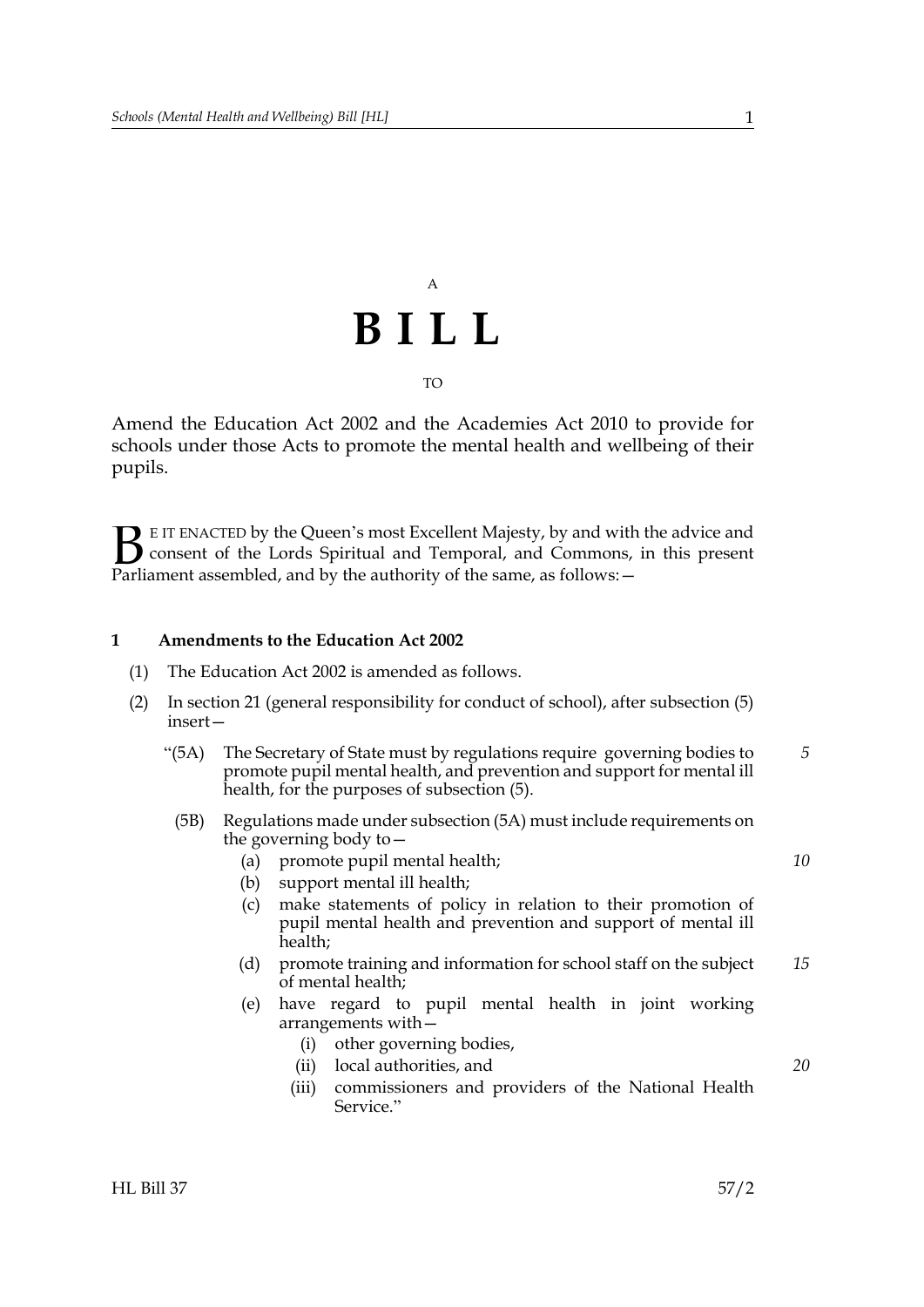A

# BILL

TO

Amend the Education Act 2002 and the Academies Act 2010 to provide for schools under those Acts to promote the mental health and wellbeing of their pupils.

BE IT ENACTED by the Queen's most Excellent Majesty, by and with the advice and consent of the Lords Spiritual and Temporal, and Commons, in this present Parliament assembled, and by the authority of the same, as follows:—

## 1 Amendments to the Education Act 2002

(1) The Education Act 2002 is amended as follows.

(2) In section 21 (general responsibility for conduct of school), after subsection (5) insert—

"(5A) The Secretary of State must by regulations require governing bodies to promote pupil mental health, and prevention and support for mental ill health, for the purposes of subsection (5).

(5B) Regulations made under subsection (5A) must include requirements on the governing body to—

(a) promote pupil mental health;

(b) support mental ill health;

(c) make statements of policy in relation to their promotion of pupil mental health and prevention and support of mental ill health;

(d) promote training and information for school staff on the subject of mental health;

(e) have regard to pupil mental health in joint working arrangements with—

(i) other governing bodies,

(ii) local authorities, and

(iii) commissioners and providers of the National Health Service."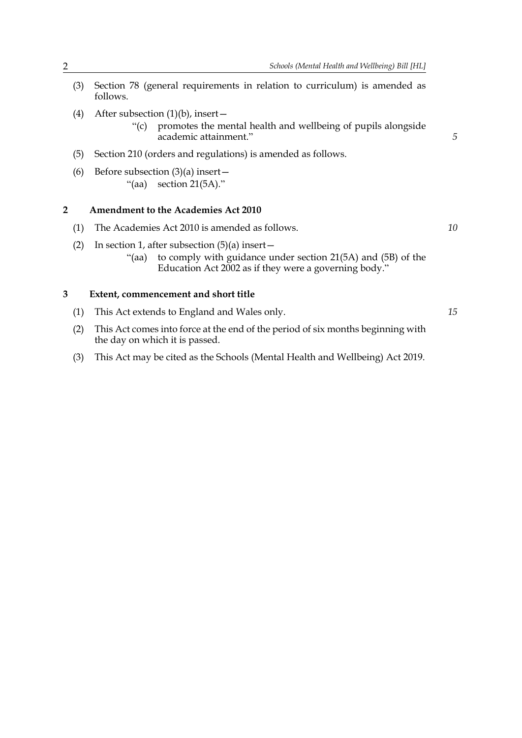(3) Section 78 (general requirements in relation to curriculum) is amended as follows.

(4) After subsection (1)(b), insert—

> "(c) promotes the mental health and wellbeing of pupils alongside academic attainment."

(5) Section 210 (orders and regulations) is amended as follows.

(6) Before subsection (3)(a) insert—

> "(aa) section 21(5A)."

## 2 Amendment to the Academies Act 2010

(1) The Academies Act 2010 is amended as follows.

(2) In section 1, after subsection (5)(a) insert—

> "(aa) to comply with guidance under section 21(5A) and (5B) of the Education Act 2002 as if they were a governing body."

## 3 Extent, commencement and short title

(1) This Act extends to England and Wales only.

(2) This Act comes into force at the end of the period of six months beginning with the day on which it is passed.

(3) This Act may be cited as the Schools (Mental Health and Wellbeing) Act 2019.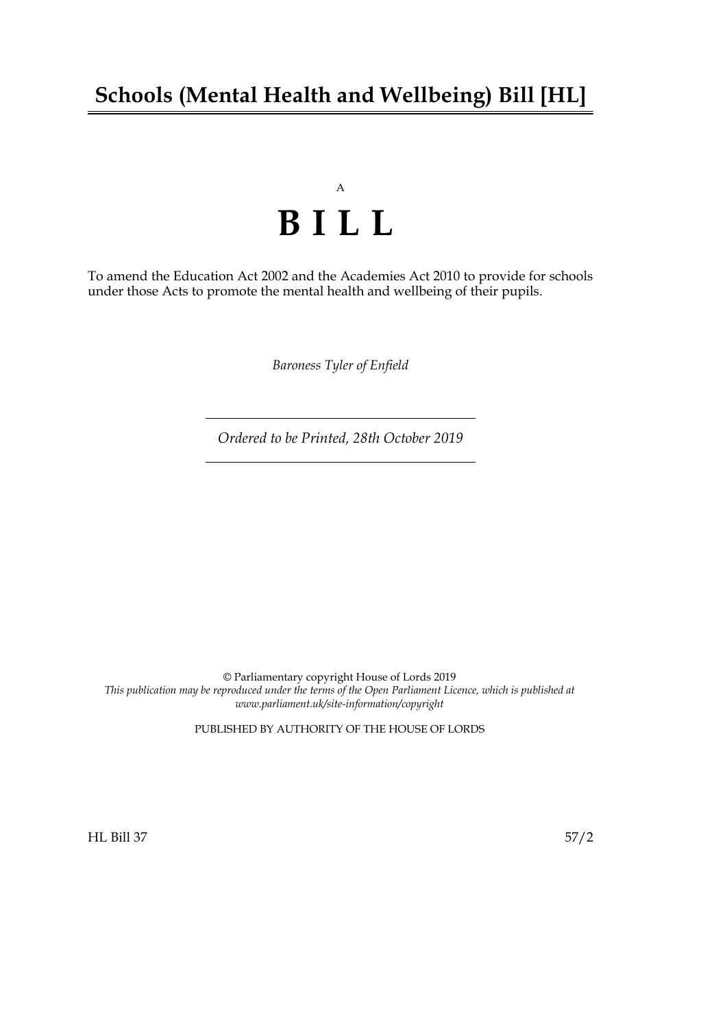# Schools (Mental Health and Wellbeing) Bill [HL]

A

# B I L L

To amend the Education Act 2002 and the Academies Act 2010 to provide for schools under those Acts to promote the mental health and wellbeing of their pupils.

*Baroness Tyler of Enfield*

---

*Ordered to be Printed, 28th October 2019*

---

© Parliamentary copyright House of Lords 2019
*This publication may be reproduced under the terms of the Open Parliament Licence, which is published at www.parliament.uk/site-information/copyright*

PUBLISHED BY AUTHORITY OF THE HOUSE OF LORDS

HL Bill 37 57/2